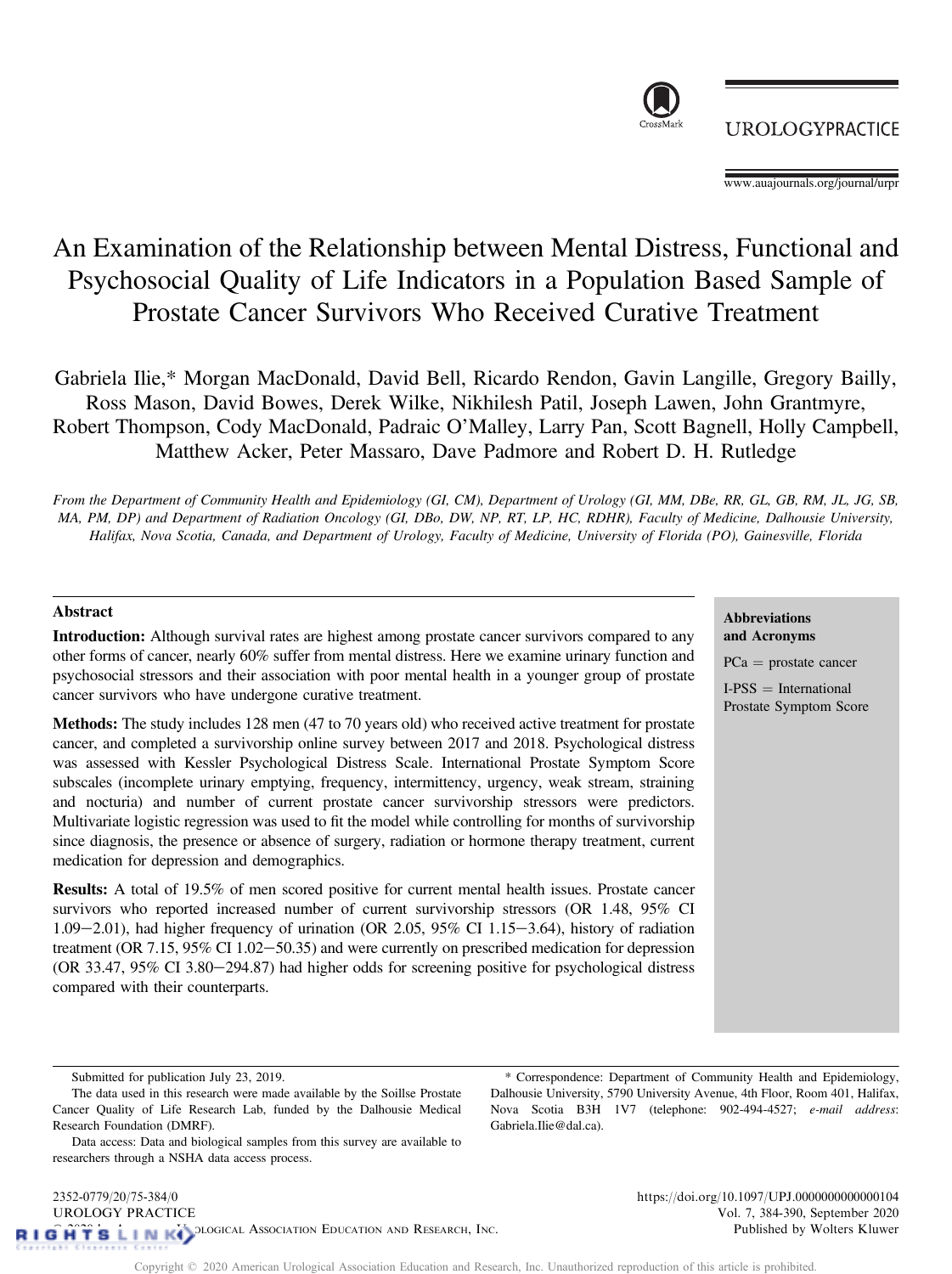# An Examination of the Relationship between Mental Distress, Functional and Psychosocial Quality of Life Indicators in a Population Based Sample of Prostate Cancer Survivors Who Received Curative Treatment

Gabriela Ilie,* Morgan MacDonald, David Bell, Ricardo Rendon, Gavin Langille, Gregory Bailly, Ross Mason, David Bowes, Derek Wilke, Nikhilesh Patil, Joseph Lawen, John Grantmyre, Robert Thompson, Cody MacDonald, Padraic O'Malley, Larry Pan, Scott Bagnell, Holly Campbell, Matthew Acker, Peter Massaro, Dave Padmore and Robert D. H. Rutledge

*From the Department of Community Health and Epidemiology (GI, CM), Department of Urology (GI, MM, DBe, RR, GL, GB, RM, JL, JG, SB, MA, PM, DP) and Department of Radiation Oncology (GI, DBo, DW, NP, RT, LP, HC, RDHR), Faculty of Medicine, Dalhousie University, Halifax, Nova Scotia, Canada, and Department of Urology, Faculty of Medicine, University of Florida (PO), Gainesville, Florida*

## Abstract

**Introduction:** Although survival rates are highest among prostate cancer survivors compared to any other forms of cancer, nearly 60% suffer from mental distress. Here we examine urinary function and psychosocial stressors and their association with poor mental health in a younger group of prostate cancer survivors who have undergone curative treatment.

**Methods:** The study includes 128 men (47 to 70 years old) who received active treatment for prostate cancer, and completed a survivorship online survey between 2017 and 2018. Psychological distress was assessed with Kessler Psychological Distress Scale. International Prostate Symptom Score subscales (incomplete urinary emptying, frequency, intermittency, urgency, weak stream, straining and nocturia) and number of current prostate cancer survivorship stressors were predictors. Multivariate logistic regression was used to fit the model while controlling for months of survivorship since diagnosis, the presence or absence of surgery, radiation or hormone therapy treatment, current medication for depression and demographics.

**Results:** A total of 19.5% of men scored positive for current mental health issues. Prostate cancer survivors who reported increased number of current survivorship stressors (OR 1.48, 95% CI 1.09−2.01), had higher frequency of urination (OR 2.05, 95% CI 1.15−3.64), history of radiation treatment (OR 7.15, 95% CI 1.02−50.35) and were currently on prescribed medication for depression (OR 33.47, 95% CI 3.80−294.87) had higher odds for screening positive for psychological distress compared with their counterparts.

**Abbreviations and Acronyms**

PCa = prostate cancer

I-PSS = International Prostate Symptom Score

Submitted for publication July 23, 2019.

The data used in this research were made available by the Soillse Prostate Cancer Quality of Life Research Lab, funded by the Dalhousie Medical Research Foundation (DMRF).

Data access: Data and biological samples from this survey are available to researchers through a NSHA data access process.

* Correspondence: Department of Community Health and Epidemiology, Dalhousie University, 5790 University Avenue, 4th Floor, Room 401, Halifax, Nova Scotia B3H 1V7 (telephone: 902-494-4527; *e-mail address*: Gabriela.Ilie@dal.ca).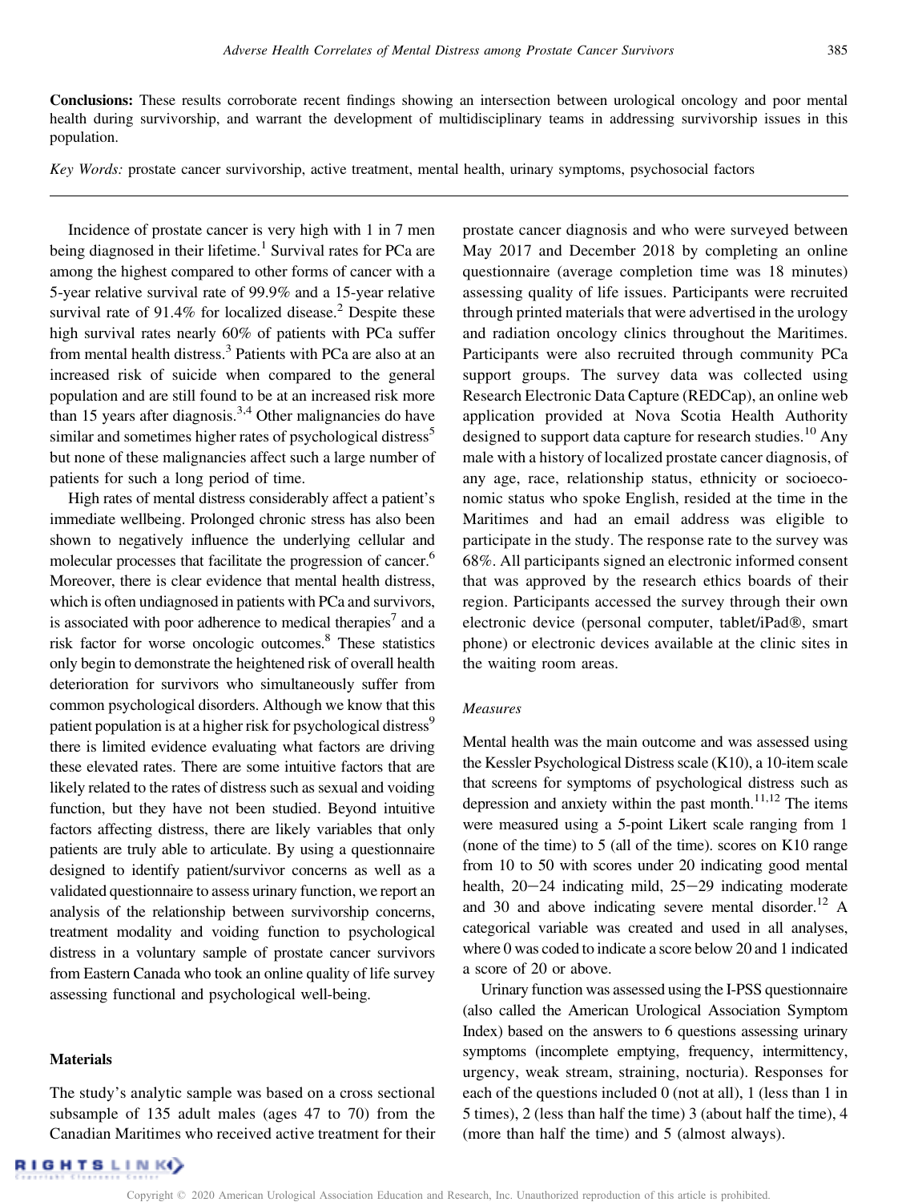**Conclusions:** These results corroborate recent findings showing an intersection between urological oncology and poor mental health during survivorship, and warrant the development of multidisciplinary teams in addressing survivorship issues in this population.

*Key Words:* prostate cancer survivorship, active treatment, mental health, urinary symptoms, psychosocial factors

---

Incidence of prostate cancer is very high with 1 in 7 men being diagnosed in their lifetime.[1] Survival rates for PCa are among the highest compared to other forms of cancer with a 5-year relative survival rate of 99.9% and a 15-year relative survival rate of 91.4% for localized disease.[2] Despite these high survival rates nearly 60% of patients with PCa suffer from mental health distress.[3] Patients with PCa are also at an increased risk of suicide when compared to the general population and are still found to be at an increased risk more than 15 years after diagnosis.[3,4] Other malignancies do have similar and sometimes higher rates of psychological distress[5] but none of these malignancies affect such a large number of patients for such a long period of time.

High rates of mental distress considerably affect a patient's immediate wellbeing. Prolonged chronic stress has also been shown to negatively influence the underlying cellular and molecular processes that facilitate the progression of cancer.[6] Moreover, there is clear evidence that mental health distress, which is often undiagnosed in patients with PCa and survivors, is associated with poor adherence to medical therapies[7] and a risk factor for worse oncologic outcomes.[8] These statistics only begin to demonstrate the heightened risk of overall health deterioration for survivors who simultaneously suffer from common psychological disorders. Although we know that this patient population is at a higher risk for psychological distress[9] there is limited evidence evaluating what factors are driving these elevated rates. There are some intuitive factors that are likely related to the rates of distress such as sexual and voiding function, but they have not been studied. Beyond intuitive factors affecting distress, there are likely variables that only patients are truly able to articulate. By using a questionnaire designed to identify patient/survivor concerns as well as a validated questionnaire to assess urinary function, we report an analysis of the relationship between survivorship concerns, treatment modality and voiding function to psychological distress in a voluntary sample of prostate cancer survivors from Eastern Canada who took an online quality of life survey assessing functional and psychological well-being.

## Materials

The study's analytic sample was based on a cross sectional subsample of 135 adult males (ages 47 to 70) from the Canadian Maritimes who received active treatment for their prostate cancer diagnosis and who were surveyed between May 2017 and December 2018 by completing an online questionnaire (average completion time was 18 minutes) assessing quality of life issues. Participants were recruited through printed materials that were advertised in the urology and radiation oncology clinics throughout the Maritimes. Participants were also recruited through community PCa support groups. The survey data was collected using Research Electronic Data Capture (REDCap), an online web application provided at Nova Scotia Health Authority designed to support data capture for research studies.[10] Any male with a history of localized prostate cancer diagnosis, of any age, race, relationship status, ethnicity or socioeconomic status who spoke English, resided at the time in the Maritimes and had an email address was eligible to participate in the study. The response rate to the survey was 68%. All participants signed an electronic informed consent that was approved by the research ethics boards of their region. Participants accessed the survey through their own electronic device (personal computer, tablet/iPad®, smart phone) or electronic devices available at the clinic sites in the waiting room areas.

### *Measures*

Mental health was the main outcome and was assessed using the Kessler Psychological Distress scale (K10), a 10-item scale that screens for symptoms of psychological distress such as depression and anxiety within the past month.[11,12] The items were measured using a 5-point Likert scale ranging from 1 (none of the time) to 5 (all of the time). scores on K10 range from 10 to 50 with scores under 20 indicating good mental health, 20−24 indicating mild, 25−29 indicating moderate and 30 and above indicating severe mental disorder.[12] A categorical variable was created and used in all analyses, where 0 was coded to indicate a score below 20 and 1 indicated a score of 20 or above.

Urinary function was assessed using the I-PSS questionnaire (also called the American Urological Association Symptom Index) based on the answers to 6 questions assessing urinary symptoms (incomplete emptying, frequency, intermittency, urgency, weak stream, straining, nocturia). Responses for each of the questions included 0 (not at all), 1 (less than 1 in 5 times), 2 (less than half the time) 3 (about half the time), 4 (more than half the time) and 5 (almost always).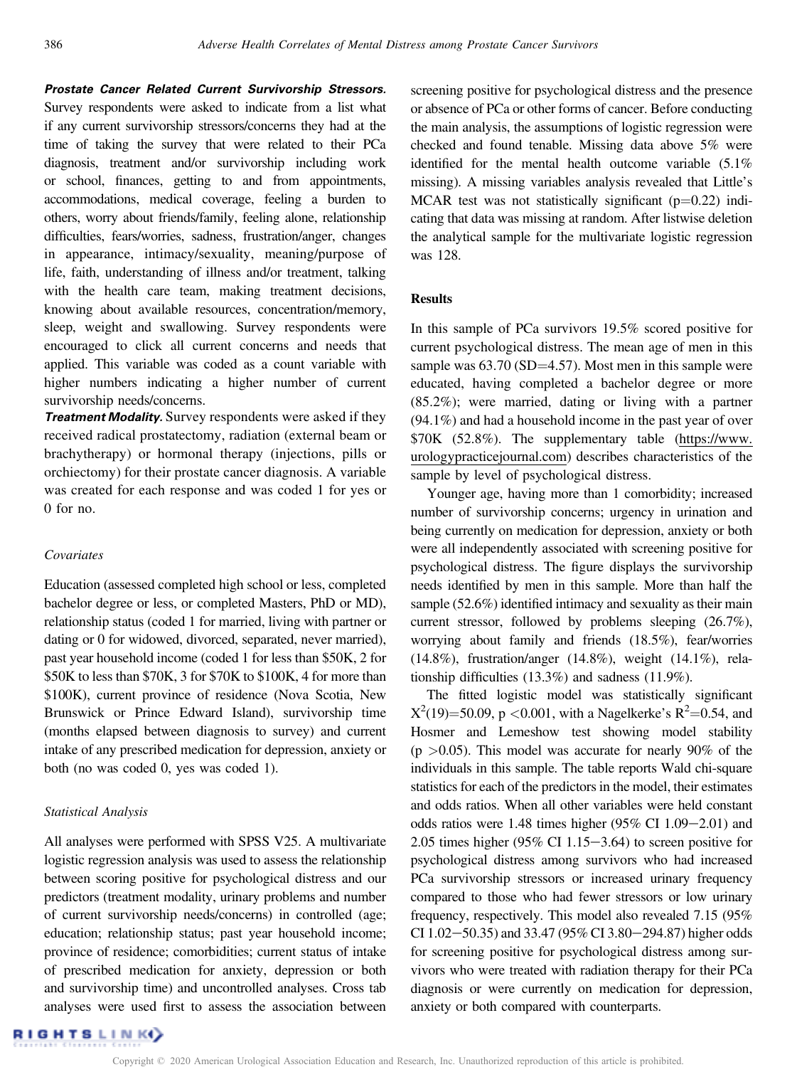***Prostate Cancer Related Current Survivorship Stressors.*** Survey respondents were asked to indicate from a list what if any current survivorship stressors/concerns they had at the time of taking the survey that were related to their PCa diagnosis, treatment and/or survivorship including work or school, finances, getting to and from appointments, accommodations, medical coverage, feeling a burden to others, worry about friends/family, feeling alone, relationship difficulties, fears/worries, sadness, frustration/anger, changes in appearance, intimacy/sexuality, meaning/purpose of life, faith, understanding of illness and/or treatment, talking with the health care team, making treatment decisions, knowing about available resources, concentration/memory, sleep, weight and swallowing. Survey respondents were encouraged to click all current concerns and needs that applied. This variable was coded as a count variable with higher numbers indicating a higher number of current survivorship needs/concerns.

***Treatment Modality.*** Survey respondents were asked if they received radical prostatectomy, radiation (external beam or brachytherapy) or hormonal therapy (injections, pills or orchiectomy) for their prostate cancer diagnosis. A variable was created for each response and was coded 1 for yes or 0 for no.

### *Covariates*

Education (assessed completed high school or less, completed bachelor degree or less, or completed Masters, PhD or MD), relationship status (coded 1 for married, living with partner or dating or 0 for widowed, divorced, separated, never married), past year household income (coded 1 for less than \$50K, 2 for \$50K to less than \$70K, 3 for \$70K to \$100K, 4 for more than \$100K), current province of residence (Nova Scotia, New Brunswick or Prince Edward Island), survivorship time (months elapsed between diagnosis to survey) and current intake of any prescribed medication for depression, anxiety or both (no was coded 0, yes was coded 1).

### *Statistical Analysis*

All analyses were performed with SPSS V25. A multivariate logistic regression analysis was used to assess the relationship between scoring positive for psychological distress and our predictors (treatment modality, urinary problems and number of current survivorship needs/concerns) in controlled (age; education; relationship status; past year household income; province of residence; comorbidities; current status of intake of prescribed medication for anxiety, depression or both and survivorship time) and uncontrolled analyses. Cross tab analyses were used first to assess the association between screening positive for psychological distress and the presence or absence of PCa or other forms of cancer. Before conducting the main analysis, the assumptions of logistic regression were checked and found tenable. Missing data above 5% were identified for the mental health outcome variable (5.1% missing). A missing variables analysis revealed that Little's MCAR test was not statistically significant ($p=0.22$) indicating that data was missing at random. After listwise deletion the analytical sample for the multivariate logistic regression was 128.

## Results

In this sample of PCa survivors 19.5% scored positive for current psychological distress. The mean age of men in this sample was 63.70 (SD=4.57). Most men in this sample were educated, having completed a bachelor degree or more (85.2%); were married, dating or living with a partner (94.1%) and had a household income in the past year of over \$70K (52.8%). The supplementary table (https://www.urologypracticejournal.com) describes characteristics of the sample by level of psychological distress.

Younger age, having more than 1 comorbidity; increased number of survivorship concerns; urgency in urination and being currently on medication for depression, anxiety or both were all independently associated with screening positive for psychological distress. The figure displays the survivorship needs identified by men in this sample. More than half the sample (52.6%) identified intimacy and sexuality as their main current stressor, followed by problems sleeping (26.7%), worrying about family and friends (18.5%), fear/worries (14.8%), frustration/anger (14.8%), weight (14.1%), relationship difficulties (13.3%) and sadness (11.9%).

The fitted logistic model was statistically significant $X^2(19)=50.09$, $p<0.001$, with a Nagelkerke's $R^2=0.54$, and Hosmer and Lemeshow test showing model stability ($p>0.05$). This model was accurate for nearly 90% of the individuals in this sample. The table reports Wald chi-square statistics for each of the predictors in the model, their estimates and odds ratios. When all other variables were held constant odds ratios were 1.48 times higher (95% CI 1.09−2.01) and 2.05 times higher (95% CI 1.15−3.64) to screen positive for psychological distress among survivors who had increased PCa survivorship stressors or increased urinary frequency compared to those who had fewer stressors or low urinary frequency, respectively. This model also revealed 7.15 (95% CI 1.02−50.35) and 33.47 (95% CI 3.80−294.87) higher odds for screening positive for psychological distress among survivors who were treated with radiation therapy for their PCa diagnosis or were currently on medication for depression, anxiety or both compared with counterparts.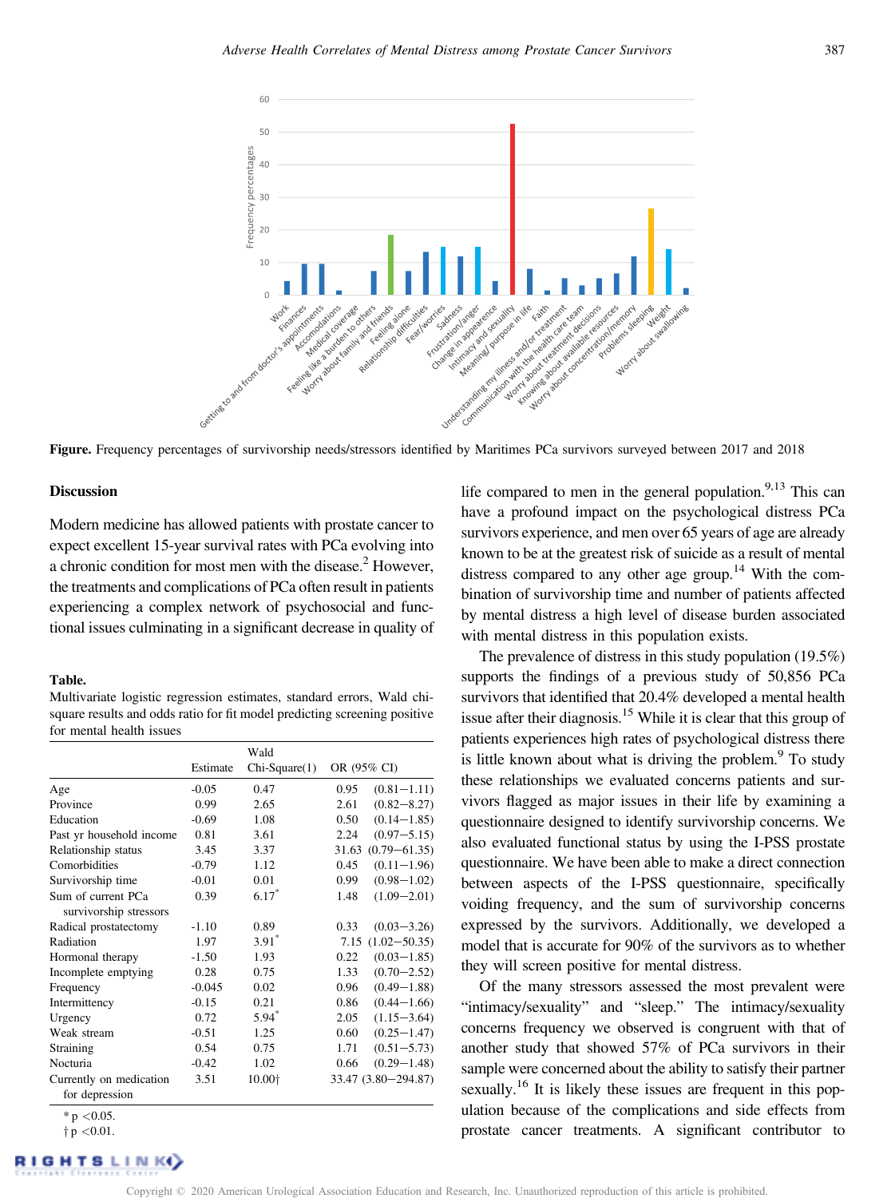Figure. Frequency percentages of survivorship needs/stressors identified by Maritimes PCa survivors surveyed between 2017 and 2018

## Discussion

Modern medicine has allowed patients with prostate cancer to expect excellent 15-year survival rates with PCa evolving into a chronic condition for most men with the disease.[2] However, the treatments and complications of PCa often result in patients experiencing a complex network of psychosocial and functional issues culminating in a significant decrease in quality of life compared to men in the general population.[9,13] This can have a profound impact on the psychological distress PCa survivors experience, and men over 65 years of age are already known to be at the greatest risk of suicide as a result of mental distress compared to any other age group.[14] With the combination of survivorship time and number of patients affected by mental distress a high level of disease burden associated with mental distress in this population exists.

The prevalence of distress in this study population (19.5%) supports the findings of a previous study of 50,856 PCa survivors that identified that 20.4% developed a mental health issue after their diagnosis.[15] While it is clear that this group of patients experiences high rates of psychological distress there is little known about what is driving the problem.[9] To study these relationships we evaluated concerns patients and survivors flagged as major issues in their life by examining a questionnaire designed to identify survivorship concerns. We also evaluated functional status by using the I-PSS prostate questionnaire. We have been able to make a direct connection between aspects of the I-PSS questionnaire, specifically voiding frequency, and the sum of survivorship concerns expressed by the survivors. Additionally, we developed a model that is accurate for 90% of the survivors as to whether they will screen positive for mental distress.

Of the many stressors assessed the most prevalent were "intimacy/sexuality" and "sleep." The intimacy/sexuality concerns frequency we observed is congruent with that of another study that showed 57% of PCa survivors in their sample were concerned about the ability to satisfy their partner sexually.[16] It is likely these issues are frequent in this population because of the complications and side effects from prostate cancer treatments. A significant contributor to

**Table.** Multivariate logistic regression estimates, standard errors, Wald chi-square results and odds ratio for fit model predicting screening positive for mental health issues

| | Estimate | Wald Chi-Square(1) | OR (95% CI) |
|---|---|---|---|
| Age | -0.05 | 0.47 | 0.95 (0.81−1.11) |
| Province | 0.99 | 2.65 | 2.61 (0.82−8.27) |
| Education | -0.69 | 1.08 | 0.50 (0.14−1.85) |
| Past yr household income | 0.81 | 3.61 | 2.24 (0.97−5.15) |
| Relationship status | 3.45 | 3.37 | 31.63 (0.79−61.35) |
| Comorbidities | -0.79 | 1.12 | 0.45 (0.11−1.96) |
| Survivorship time | -0.01 | 0.01 | 0.99 (0.98−1.02) |
| Sum of current PCa survivorship stressors | 0.39 | 6.17* | 1.48 (1.09−2.01) |
| Radical prostatectomy | -1.10 | 0.89 | 0.33 (0.03−3.26) |
| Radiation | 1.97 | 3.91* | 7.15 (1.02−50.35) |
| Hormonal therapy | -1.50 | 1.93 | 0.22 (0.03−1.85) |
| Incomplete emptying | 0.28 | 0.75 | 1.33 (0.70−2.52) |
| Frequency | -0.045 | 0.02 | 0.96 (0.49−1.88) |
| Intermittency | -0.15 | 0.21 | 0.86 (0.44−1.66) |
| Urgency | 0.72 | 5.94* | 2.05 (1.15−3.64) |
| Weak stream | -0.51 | 1.25 | 0.60 (0.25−1.47) |
| Straining | 0.54 | 0.75 | 1.71 (0.51−5.73) |
| Nocturia | -0.42 | 1.02 | 0.66 (0.29−1.48) |
| Currently on medication for depression | 3.51 | 10.00† | 33.47 (3.80−294.87) |

* $p < 0.05$.
† $p < 0.01$.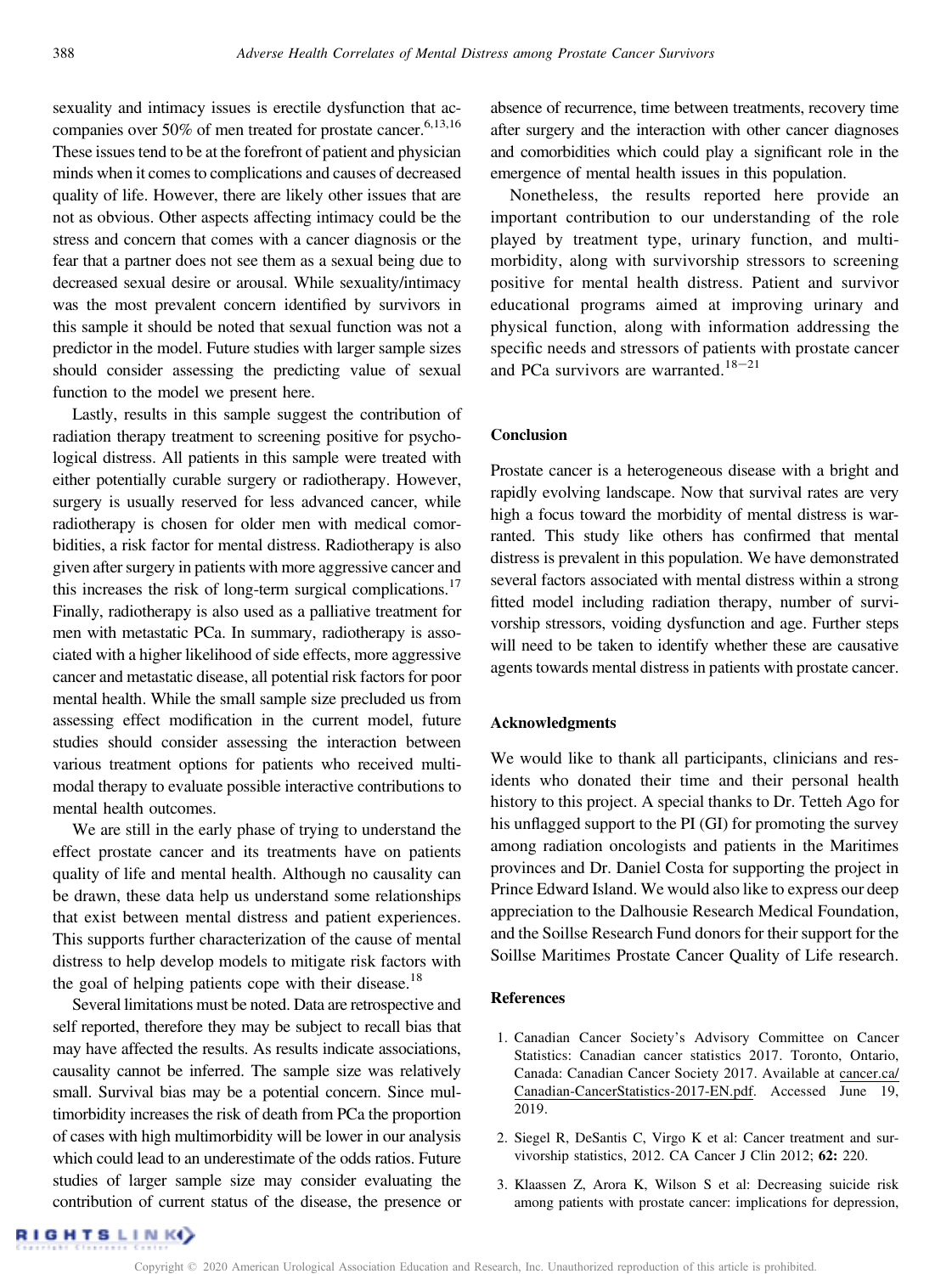sexuality and intimacy issues is erectile dysfunction that accompanies over 50% of men treated for prostate cancer.[6,13,16] These issues tend to be at the forefront of patient and physician minds when it comes to complications and causes of decreased quality of life. However, there are likely other issues that are not as obvious. Other aspects affecting intimacy could be the stress and concern that comes with a cancer diagnosis or the fear that a partner does not see them as a sexual being due to decreased sexual desire or arousal. While sexuality/intimacy was the most prevalent concern identified by survivors in this sample it should be noted that sexual function was not a predictor in the model. Future studies with larger sample sizes should consider assessing the predicting value of sexual function to the model we present here.

Lastly, results in this sample suggest the contribution of radiation therapy treatment to screening positive for psychological distress. All patients in this sample were treated with either potentially curable surgery or radiotherapy. However, surgery is usually reserved for less advanced cancer, while radiotherapy is chosen for older men with medical comorbidities, a risk factor for mental distress. Radiotherapy is also given after surgery in patients with more aggressive cancer and this increases the risk of long-term surgical complications.[17] Finally, radiotherapy is also used as a palliative treatment for men with metastatic PCa. In summary, radiotherapy is associated with a higher likelihood of side effects, more aggressive cancer and metastatic disease, all potential risk factors for poor mental health. While the small sample size precluded us from assessing effect modification in the current model, future studies should consider assessing the interaction between various treatment options for patients who received multimodal therapy to evaluate possible interactive contributions to mental health outcomes.

We are still in the early phase of trying to understand the effect prostate cancer and its treatments have on patients quality of life and mental health. Although no causality can be drawn, these data help us understand some relationships that exist between mental distress and patient experiences. This supports further characterization of the cause of mental distress to help develop models to mitigate risk factors with the goal of helping patients cope with their disease.[18]

Several limitations must be noted. Data are retrospective and self reported, therefore they may be subject to recall bias that may have affected the results. As results indicate associations, causality cannot be inferred. The sample size was relatively small. Survival bias may be a potential concern. Since multimorbidity increases the risk of death from PCa the proportion of cases with high multimorbidity will be lower in our analysis which could lead to an underestimate of the odds ratios. Future studies of larger sample size may consider evaluating the contribution of current status of the disease, the presence or absence of recurrence, time between treatments, recovery time after surgery and the interaction with other cancer diagnoses and comorbidities which could play a significant role in the emergence of mental health issues in this population.

Nonetheless, the results reported here provide an important contribution to our understanding of the role played by treatment type, urinary function, and multimorbidity, along with survivorship stressors to screening positive for mental health distress. Patient and survivor educational programs aimed at improving urinary and physical function, along with information addressing the specific needs and stressors of patients with prostate cancer and PCa survivors are warranted.[18–21]

## Conclusion

Prostate cancer is a heterogeneous disease with a bright and rapidly evolving landscape. Now that survival rates are very high a focus toward the morbidity of mental distress is warranted. This study like others has confirmed that mental distress is prevalent in this population. We have demonstrated several factors associated with mental distress within a strong fitted model including radiation therapy, number of survivorship stressors, voiding dysfunction and age. Further steps will need to be taken to identify whether these are causative agents towards mental distress in patients with prostate cancer.

## Acknowledgments

We would like to thank all participants, clinicians and residents who donated their time and their personal health history to this project. A special thanks to Dr. Tetteh Ago for his unflagged support to the PI (GI) for promoting the survey among radiation oncologists and patients in the Maritimes provinces and Dr. Daniel Costa for supporting the project in Prince Edward Island. We would also like to express our deep appreciation to the Dalhousie Research Medical Foundation, and the Soillse Research Fund donors for their support for the Soillse Maritimes Prostate Cancer Quality of Life research.

## References

1. Canadian Cancer Society's Advisory Committee on Cancer Statistics: Canadian cancer statistics 2017. Toronto, Ontario, Canada: Canadian Cancer Society 2017. Available at cancer.ca/Canadian-CancerStatistics-2017-EN.pdf. Accessed June 19, 2019.

2. Siegel R, DeSantis C, Virgo K et al: Cancer treatment and survivorship statistics, 2012. CA Cancer J Clin 2012; **62:** 220.

3. Klaassen Z, Arora K, Wilson S et al: Decreasing suicide risk among patients with prostate cancer: implications for depression,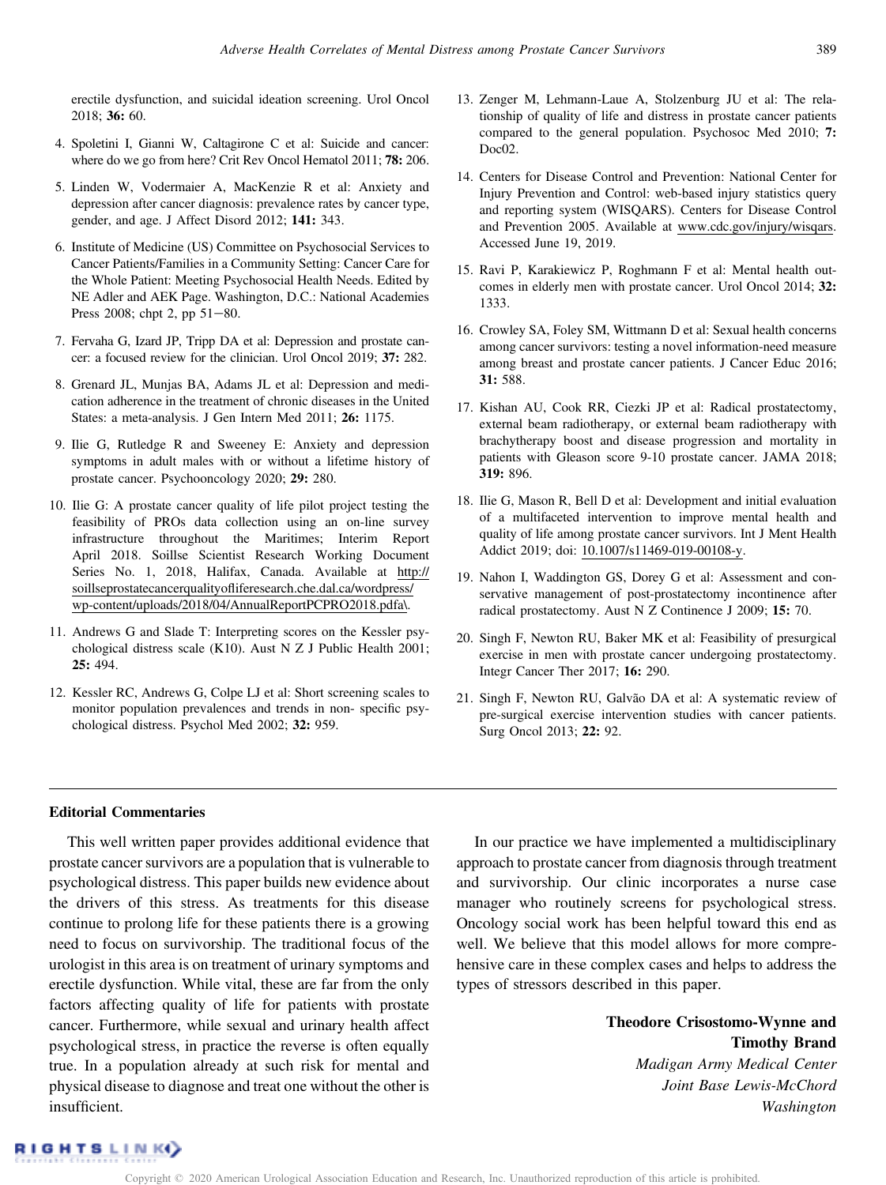erectile dysfunction, and suicidal ideation screening. Urol Oncol 2018; **36:** 60.

4. Spoletini I, Gianni W, Caltagirone C et al: Suicide and cancer: where do we go from here? Crit Rev Oncol Hematol 2011; **78:** 206.
5. Linden W, Vodermaier A, MacKenzie R et al: Anxiety and depression after cancer diagnosis: prevalence rates by cancer type, gender, and age. J Affect Disord 2012; **141:** 343.
6. Institute of Medicine (US) Committee on Psychosocial Services to Cancer Patients/Families in a Community Setting: Cancer Care for the Whole Patient: Meeting Psychosocial Health Needs. Edited by NE Adler and AEK Page. Washington, D.C.: National Academies Press 2008; chpt 2, pp 51−80.
7. Fervaha G, Izard JP, Tripp DA et al: Depression and prostate cancer: a focused review for the clinician. Urol Oncol 2019; **37:** 282.
8. Grenard JL, Munjas BA, Adams JL et al: Depression and medication adherence in the treatment of chronic diseases in the United States: a meta-analysis. J Gen Intern Med 2011; **26:** 1175.
9. Ilie G, Rutledge R and Sweeney E: Anxiety and depression symptoms in adult males with or without a lifetime history of prostate cancer. Psychooncology 2020; **29:** 280.
10. Ilie G: A prostate cancer quality of life pilot project testing the feasibility of PROs data collection using an on-line survey infrastructure throughout the Maritimes; Interim Report April 2018. Soillse Scientist Research Working Document Series No. 1, 2018, Halifax, Canada. Available at http://soillseprostatecancerqualityofliferesearch.che.dal.ca/wordpress/wp-content/uploads/2018/04/AnnualReportPCPRO2018.pdfa\.
11. Andrews G and Slade T: Interpreting scores on the Kessler psychological distress scale (K10). Aust N Z J Public Health 2001; **25:** 494.
12. Kessler RC, Andrews G, Colpe LJ et al: Short screening scales to monitor population prevalences and trends in non- specific psychological distress. Psychol Med 2002; **32:** 959.
13. Zenger M, Lehmann-Laue A, Stolzenburg JU et al: The relationship of quality of life and distress in prostate cancer patients compared to the general population. Psychosoc Med 2010; **7:** Doc02.
14. Centers for Disease Control and Prevention: National Center for Injury Prevention and Control: web-based injury statistics query and reporting system (WISQARS). Centers for Disease Control and Prevention 2005. Available at www.cdc.gov/injury/wisqars. Accessed June 19, 2019.
15. Ravi P, Karakiewicz P, Roghmann F et al: Mental health outcomes in elderly men with prostate cancer. Urol Oncol 2014; **32:** 1333.
16. Crowley SA, Foley SM, Wittmann D et al: Sexual health concerns among cancer survivors: testing a novel information-need measure among breast and prostate cancer patients. J Cancer Educ 2016; **31:** 588.
17. Kishan AU, Cook RR, Ciezki JP et al: Radical prostatectomy, external beam radiotherapy, or external beam radiotherapy with brachytherapy boost and disease progression and mortality in patients with Gleason score 9-10 prostate cancer. JAMA 2018; **319:** 896.
18. Ilie G, Mason R, Bell D et al: Development and initial evaluation of a multifaceted intervention to improve mental health and quality of life among prostate cancer survivors. Int J Ment Health Addict 2019; doi: 10.1007/s11469-019-00108-y.
19. Nahon I, Waddington GS, Dorey G et al: Assessment and conservative management of post-prostatectomy incontinence after radical prostatectomy. Aust N Z Continence J 2009; **15:** 70.
20. Singh F, Newton RU, Baker MK et al: Feasibility of presurgical exercise in men with prostate cancer undergoing prostatectomy. Integr Cancer Ther 2017; **16:** 290.
21. Singh F, Newton RU, Galvão DA et al: A systematic review of pre-surgical exercise intervention studies with cancer patients. Surg Oncol 2013; **22:** 92.

---

## Editorial Commentaries

This well written paper provides additional evidence that prostate cancer survivors are a population that is vulnerable to psychological distress. This paper builds new evidence about the drivers of this stress. As treatments for this disease continue to prolong life for these patients there is a growing need to focus on survivorship. The traditional focus of the urologist in this area is on treatment of urinary symptoms and erectile dysfunction. While vital, these are far from the only factors affecting quality of life for patients with prostate cancer. Furthermore, while sexual and urinary health affect psychological stress, in practice the reverse is often equally true. In a population already at such risk for mental and physical disease to diagnose and treat one without the other is insufficient.

In our practice we have implemented a multidisciplinary approach to prostate cancer from diagnosis through treatment and survivorship. Our clinic incorporates a nurse case manager who routinely screens for psychological stress. Oncology social work has been helpful toward this end as well. We believe that this model allows for more comprehensive care in these complex cases and helps to address the types of stressors described in this paper.

**Theodore Crisostomo-Wynne and Timothy Brand**
*Madigan Army Medical Center*
*Joint Base Lewis-McChord*
*Washington*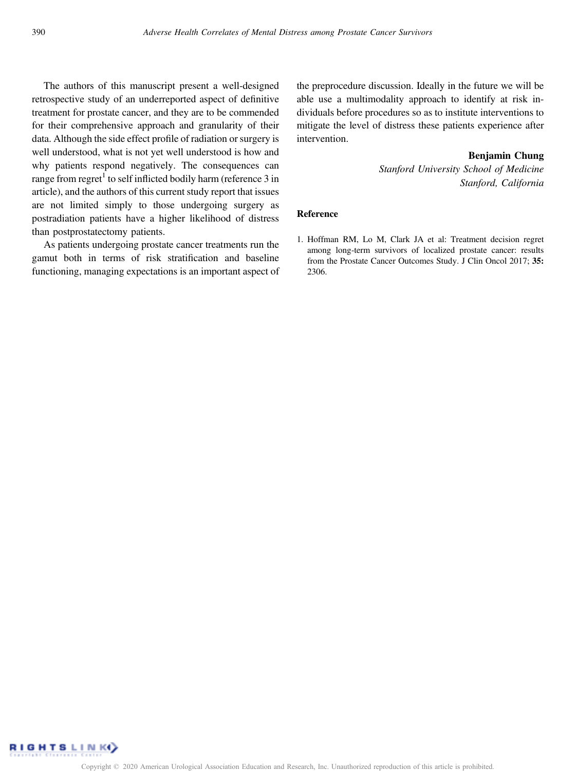The authors of this manuscript present a well-designed retrospective study of an underreported aspect of definitive treatment for prostate cancer, and they are to be commended for their comprehensive approach and granularity of their data. Although the side effect profile of radiation or surgery is well understood, what is not yet well understood is how and why patients respond negatively. The consequences can range from regret[1] to self inflicted bodily harm (reference 3 in article), and the authors of this current study report that issues are not limited simply to those undergoing surgery as postradiation patients have a higher likelihood of distress than postprostatectomy patients.

As patients undergoing prostate cancer treatments run the gamut both in terms of risk stratification and baseline functioning, managing expectations is an important aspect of the preprocedure discussion. Ideally in the future we will be able use a multimodality approach to identify at risk individuals before procedures so as to institute interventions to mitigate the level of distress these patients experience after intervention.

**Benjamin Chung**
*Stanford University School of Medicine*
*Stanford, California*

## Reference

1. Hoffman RM, Lo M, Clark JA et al: Treatment decision regret among long-term survivors of localized prostate cancer: results from the Prostate Cancer Outcomes Study. J Clin Oncol 2017; **35:** 2306.